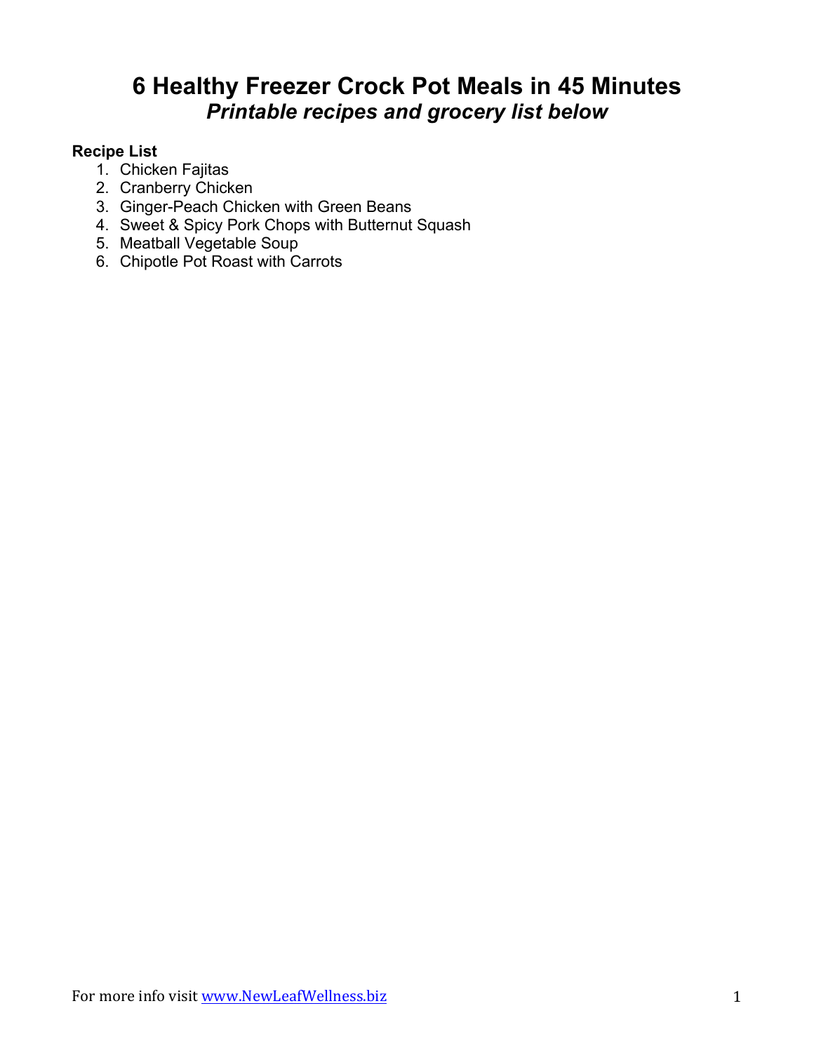# 6 Healthy Freezer Crock Pot Meals in 45 Minutes

## *Printable recipes and grocery list below*

**Recipe List**

1. Chicken Fajitas
2. Cranberry Chicken
3. Ginger-Peach Chicken with Green Beans
4. Sweet & Spicy Pork Chops with Butternut Squash
5. Meatball Vegetable Soup
6. Chipotle Pot Roast with Carrots

For more info visit [www.NewLeafWellness.biz](http://www.NewLeafWellness.biz)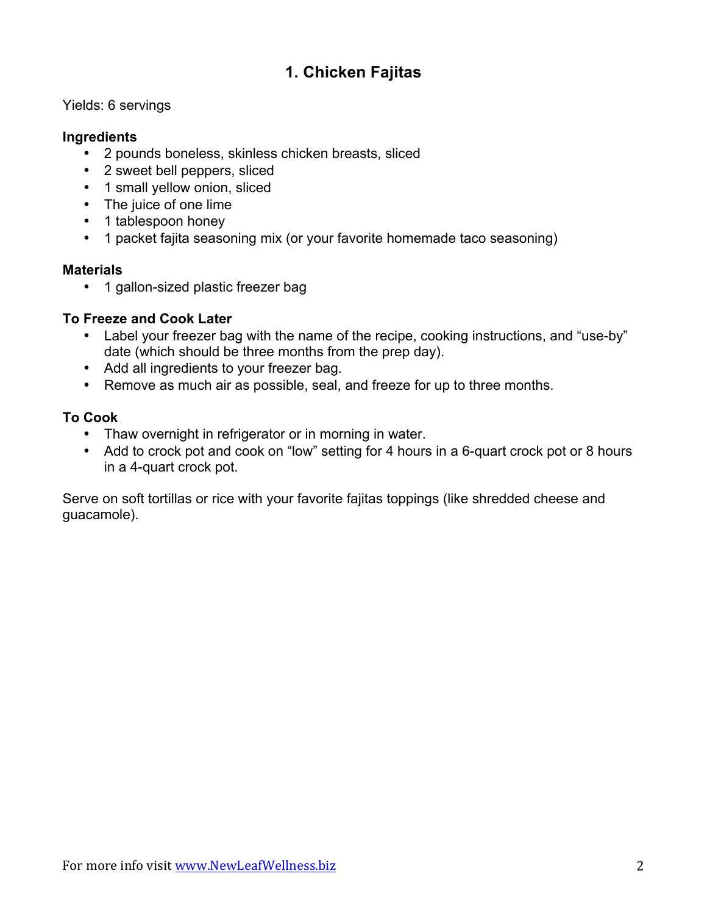## 1. Chicken Fajitas

Yields: 6 servings

**Ingredients**

- 2 pounds boneless, skinless chicken breasts, sliced
- 2 sweet bell peppers, sliced
- 1 small yellow onion, sliced
- The juice of one lime
- 1 tablespoon honey
- 1 packet fajita seasoning mix (or your favorite homemade taco seasoning)

**Materials**

- 1 gallon-sized plastic freezer bag

**To Freeze and Cook Later**

- Label your freezer bag with the name of the recipe, cooking instructions, and "use-by" date (which should be three months from the prep day).
- Add all ingredients to your freezer bag.
- Remove as much air as possible, seal, and freeze for up to three months.

**To Cook**

- Thaw overnight in refrigerator or in morning in water.
- Add to crock pot and cook on "low" setting for 4 hours in a 6-quart crock pot or 8 hours in a 4-quart crock pot.

Serve on soft tortillas or rice with your favorite fajitas toppings (like shredded cheese and guacamole).

For more info visit [www.NewLeafWellness.biz](http://www.NewLeafWellness.biz)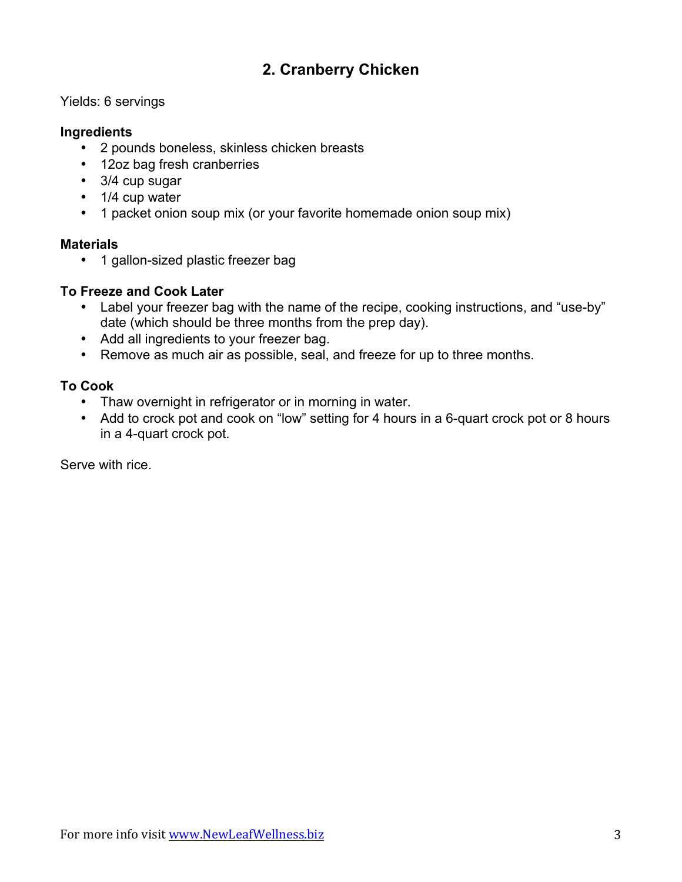## 2. Cranberry Chicken

Yields: 6 servings

**Ingredients**

- 2 pounds boneless, skinless chicken breasts
- 12oz bag fresh cranberries
- 3/4 cup sugar
- 1/4 cup water
- 1 packet onion soup mix (or your favorite homemade onion soup mix)

**Materials**

- 1 gallon-sized plastic freezer bag

**To Freeze and Cook Later**

- Label your freezer bag with the name of the recipe, cooking instructions, and “use-by” date (which should be three months from the prep day).
- Add all ingredients to your freezer bag.
- Remove as much air as possible, seal, and freeze for up to three months.

**To Cook**

- Thaw overnight in refrigerator or in morning in water.
- Add to crock pot and cook on “low” setting for 4 hours in a 6-quart crock pot or 8 hours in a 4-quart crock pot.

Serve with rice.

For more info visit www.NewLeafWellness.biz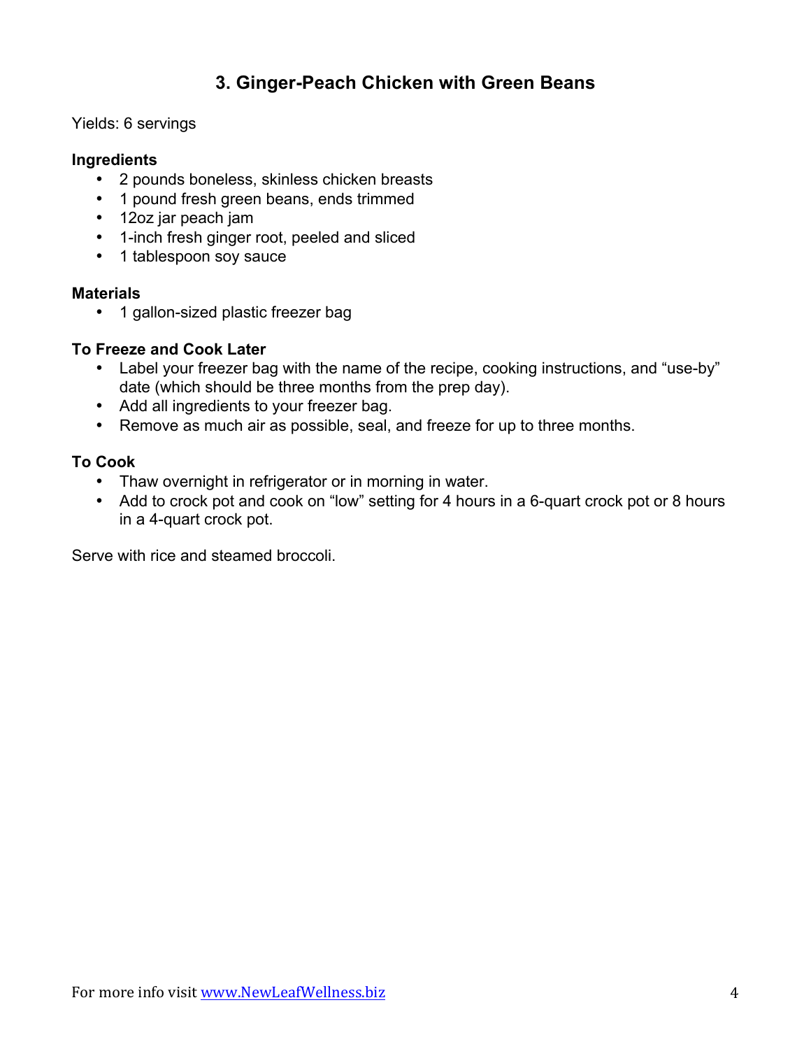## 3. Ginger-Peach Chicken with Green Beans

Yields: 6 servings

**Ingredients**

- 2 pounds boneless, skinless chicken breasts
- 1 pound fresh green beans, ends trimmed
- 12oz jar peach jam
- 1-inch fresh ginger root, peeled and sliced
- 1 tablespoon soy sauce

**Materials**

- 1 gallon-sized plastic freezer bag

**To Freeze and Cook Later**

- Label your freezer bag with the name of the recipe, cooking instructions, and “use-by” date (which should be three months from the prep day).
- Add all ingredients to your freezer bag.
- Remove as much air as possible, seal, and freeze for up to three months.

**To Cook**

- Thaw overnight in refrigerator or in morning in water.
- Add to crock pot and cook on “low” setting for 4 hours in a 6-quart crock pot or 8 hours in a 4-quart crock pot.

Serve with rice and steamed broccoli.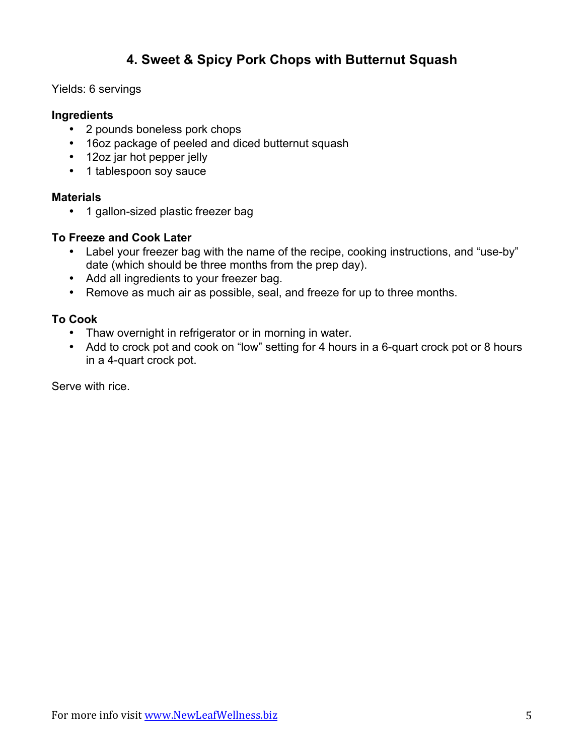## 4. Sweet & Spicy Pork Chops with Butternut Squash

Yields: 6 servings

**Ingredients**

- 2 pounds boneless pork chops
- 16oz package of peeled and diced butternut squash
- 12oz jar hot pepper jelly
- 1 tablespoon soy sauce

**Materials**

- 1 gallon-sized plastic freezer bag

**To Freeze and Cook Later**

- Label your freezer bag with the name of the recipe, cooking instructions, and "use-by" date (which should be three months from the prep day).
- Add all ingredients to your freezer bag.
- Remove as much air as possible, seal, and freeze for up to three months.

**To Cook**

- Thaw overnight in refrigerator or in morning in water.
- Add to crock pot and cook on "low" setting for 4 hours in a 6-quart crock pot or 8 hours in a 4-quart crock pot.

Serve with rice.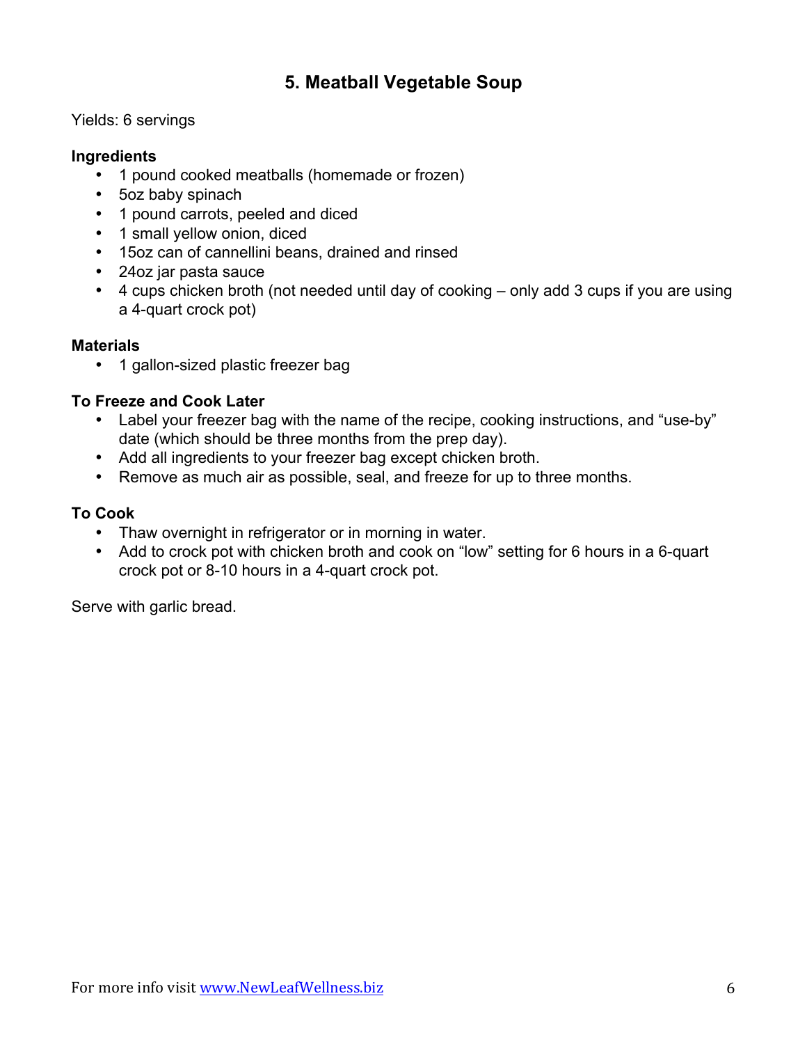## 5. Meatball Vegetable Soup

Yields: 6 servings

**Ingredients**

- 1 pound cooked meatballs (homemade or frozen)
- 5oz baby spinach
- 1 pound carrots, peeled and diced
- 1 small yellow onion, diced
- 15oz can of cannellini beans, drained and rinsed
- 24oz jar pasta sauce
- 4 cups chicken broth (not needed until day of cooking – only add 3 cups if you are using a 4-quart crock pot)

**Materials**

- 1 gallon-sized plastic freezer bag

**To Freeze and Cook Later**

- Label your freezer bag with the name of the recipe, cooking instructions, and "use-by" date (which should be three months from the prep day).
- Add all ingredients to your freezer bag except chicken broth.
- Remove as much air as possible, seal, and freeze for up to three months.

**To Cook**

- Thaw overnight in refrigerator or in morning in water.
- Add to crock pot with chicken broth and cook on "low" setting for 6 hours in a 6-quart crock pot or 8-10 hours in a 4-quart crock pot.

Serve with garlic bread.

For more info visit [www.NewLeafWellness.biz](http://www.NewLeafWellness.biz)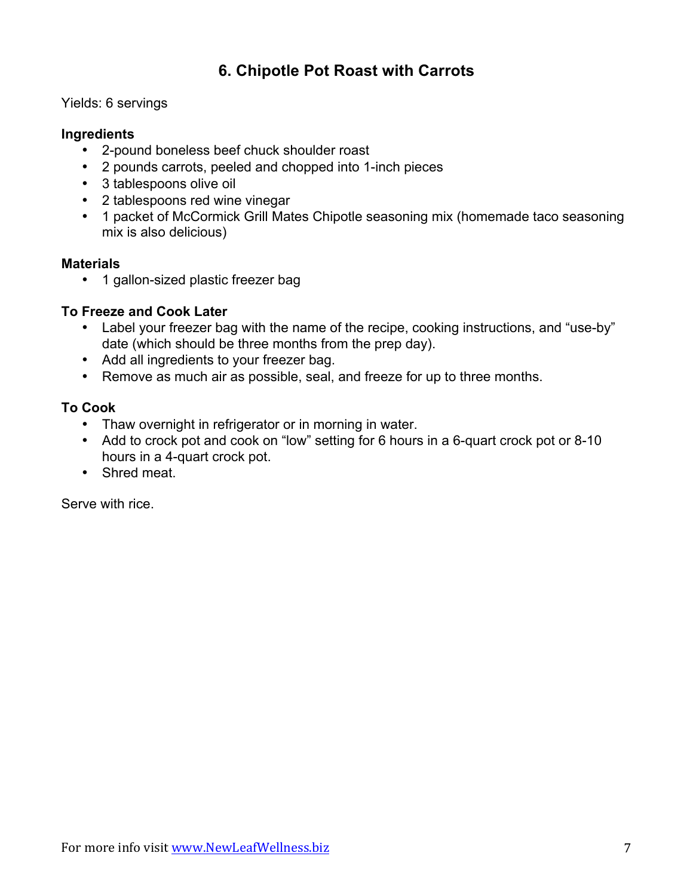## 6. Chipotle Pot Roast with Carrots

Yields: 6 servings

**Ingredients**

- 2-pound boneless beef chuck shoulder roast
- 2 pounds carrots, peeled and chopped into 1-inch pieces
- 3 tablespoons olive oil
- 2 tablespoons red wine vinegar
- 1 packet of McCormick Grill Mates Chipotle seasoning mix (homemade taco seasoning mix is also delicious)

**Materials**

- 1 gallon-sized plastic freezer bag

**To Freeze and Cook Later**

- Label your freezer bag with the name of the recipe, cooking instructions, and "use-by" date (which should be three months from the prep day).
- Add all ingredients to your freezer bag.
- Remove as much air as possible, seal, and freeze for up to three months.

**To Cook**

- Thaw overnight in refrigerator or in morning in water.
- Add to crock pot and cook on "low" setting for 6 hours in a 6-quart crock pot or 8-10 hours in a 4-quart crock pot.
- Shred meat.

Serve with rice.

For more info visit www.NewLeafWellness.biz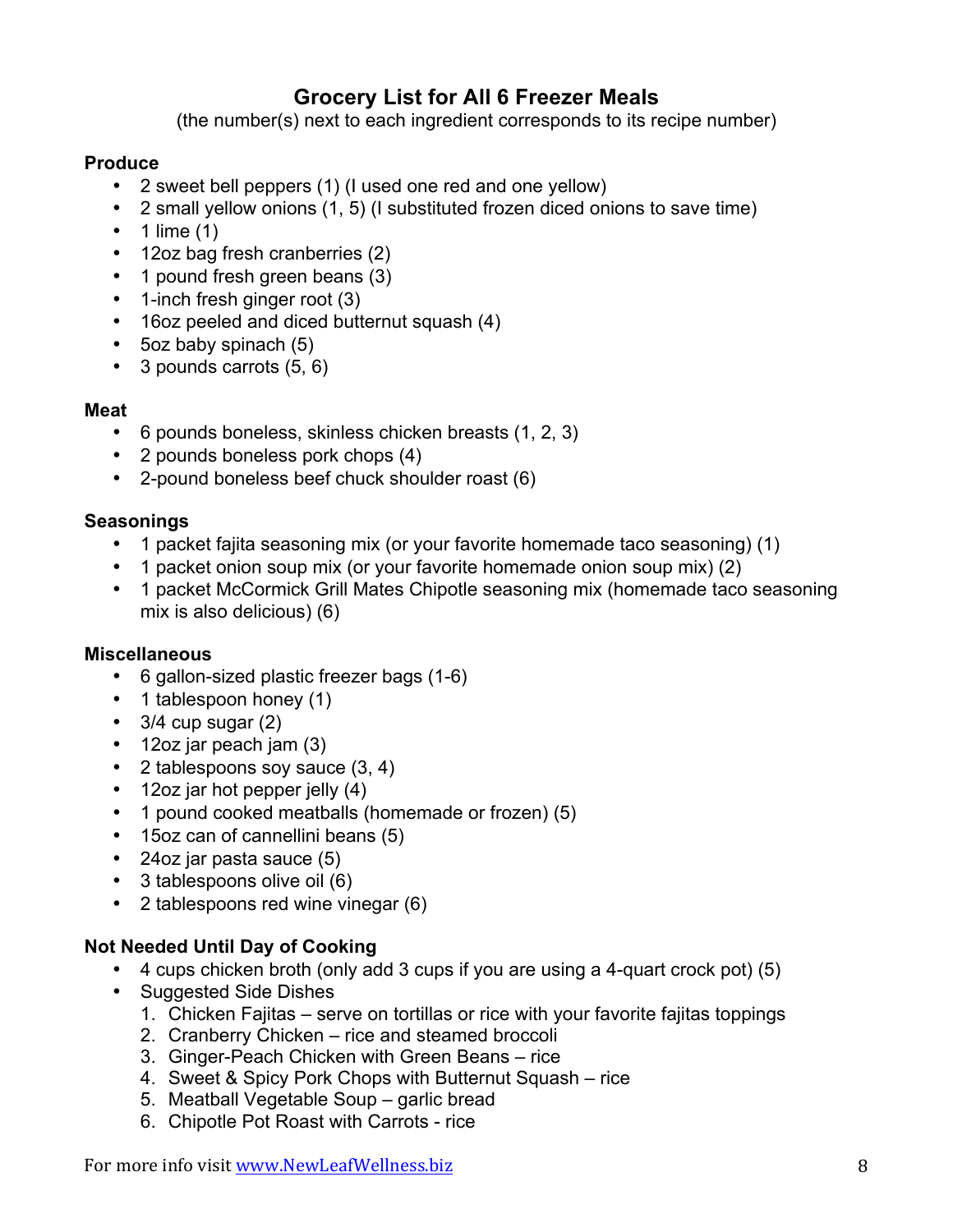## Grocery List for All 6 Freezer Meals

(the number(s) next to each ingredient corresponds to its recipe number)

**Produce**

- 2 sweet bell peppers (1) (I used one red and one yellow)
- 2 small yellow onions (1, 5) (I substituted frozen diced onions to save time)
- 1 lime (1)
- 12oz bag fresh cranberries (2)
- 1 pound fresh green beans (3)
- 1-inch fresh ginger root (3)
- 16oz peeled and diced butternut squash (4)
- 5oz baby spinach (5)
- 3 pounds carrots (5, 6)

**Meat**

- 6 pounds boneless, skinless chicken breasts (1, 2, 3)
- 2 pounds boneless pork chops (4)
- 2-pound boneless beef chuck shoulder roast (6)

**Seasonings**

- 1 packet fajita seasoning mix (or your favorite homemade taco seasoning) (1)
- 1 packet onion soup mix (or your favorite homemade onion soup mix) (2)
- 1 packet McCormick Grill Mates Chipotle seasoning mix (homemade taco seasoning mix is also delicious) (6)

**Miscellaneous**

- 6 gallon-sized plastic freezer bags (1-6)
- 1 tablespoon honey (1)
- 3/4 cup sugar (2)
- 12oz jar peach jam (3)
- 2 tablespoons soy sauce (3, 4)
- 12oz jar hot pepper jelly (4)
- 1 pound cooked meatballs (homemade or frozen) (5)
- 15oz can of cannellini beans (5)
- 24oz jar pasta sauce (5)
- 3 tablespoons olive oil (6)
- 2 tablespoons red wine vinegar (6)

**Not Needed Until Day of Cooking**

- 4 cups chicken broth (only add 3 cups if you are using a 4-quart crock pot) (5)
- Suggested Side Dishes
  1. Chicken Fajitas – serve on tortillas or rice with your favorite fajitas toppings
  2. Cranberry Chicken – rice and steamed broccoli
  3. Ginger-Peach Chicken with Green Beans – rice
  4. Sweet & Spicy Pork Chops with Butternut Squash – rice
  5. Meatball Vegetable Soup – garlic bread
  6. Chipotle Pot Roast with Carrots - rice

For more info visit www.NewLeafWellness.biz